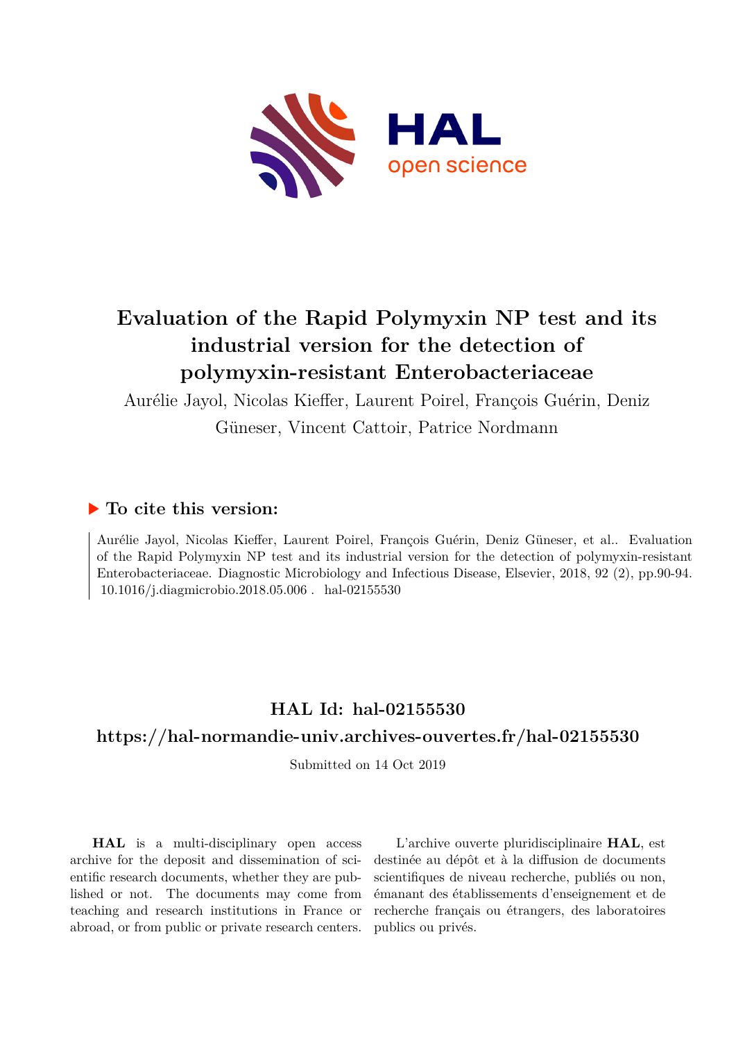# Evaluation of the Rapid Polymyxin NP test and its industrial version for the detection of polymyxin-resistant Enterobacteriaceae

Aurélie Jayol, Nicolas Kieffer, Laurent Poirel, François Guérin, Deniz Güneser, Vincent Cattoir, Patrice Nordmann

### ▶ To cite this version:

Aurélie Jayol, Nicolas Kieffer, Laurent Poirel, François Guérin, Deniz Güneser, et al.. Evaluation of the Rapid Polymyxin NP test and its industrial version for the detection of polymyxin-resistant Enterobacteriaceae. Diagnostic Microbiology and Infectious Disease, Elsevier, 2018, 92 (2), pp.90-94. 10.1016/j.diagmicrobio.2018.05.006 . hal-02155530

## HAL Id: hal-02155530

## https://hal-normandie-univ.archives-ouvertes.fr/hal-02155530

Submitted on 14 Oct 2019

**HAL** is a multi-disciplinary open access archive for the deposit and dissemination of scientific research documents, whether they are published or not. The documents may come from teaching and research institutions in France or abroad, or from public or private research centers.

L'archive ouverte pluridisciplinaire **HAL**, est destinée au dépôt et à la diffusion de documents scientifiques de niveau recherche, publiés ou non, émanant des établissements d'enseignement et de recherche français ou étrangers, des laboratoires publics ou privés.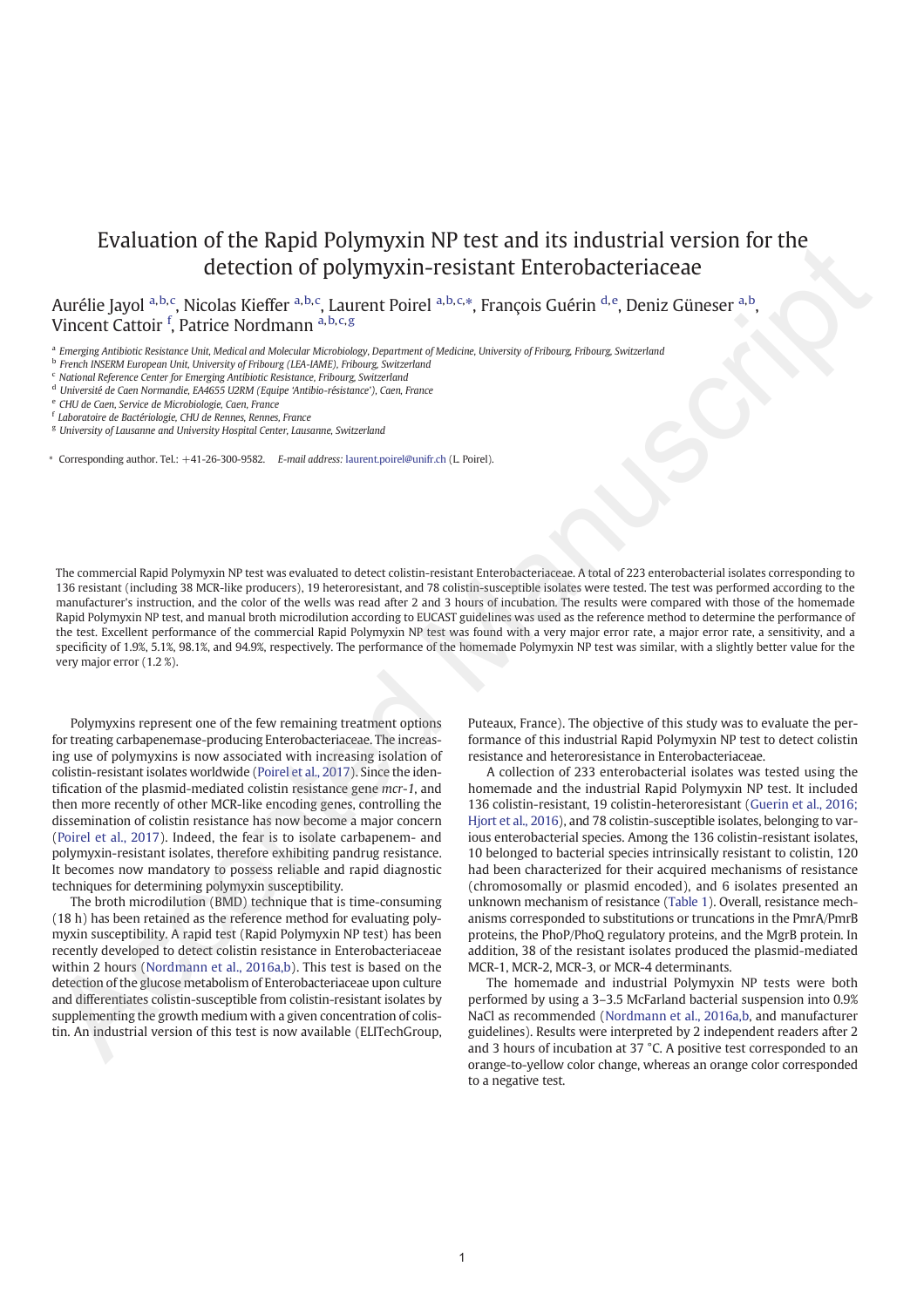# Evaluation of the Rapid Polymyxin NP test and its industrial version for the detection of polymyxin-resistant Enterobacteriaceae

Aurélie Jayol [a,b,c], Nicolas Kieffer [a,b,c], Laurent Poirel [a,b,c,*], François Guérin [d,e], Deniz Güneser [a,b], Vincent Cattoir [f], Patrice Nordmann [a,b,c,g]

[a] Emerging Antibiotic Resistance Unit, Medical and Molecular Microbiology, Department of Medicine, University of Fribourg, Fribourg, Switzerland
[b] French INSERM European Unit, University of Fribourg (LEA-IAME), Fribourg, Switzerland
[c] National Reference Center for Emerging Antibiotic Resistance, Fribourg, Switzerland
[d] Université de Caen Normandie, EA4655 U2RM (Equipe 'Antibio-résistance'), Caen, France
[e] CHU de Caen, Service de Microbiologie, Caen, France
[f] Laboratoire de Bactériologie, CHU de Rennes, Rennes, France
[g] University of Lausanne and University Hospital Center, Lausanne, Switzerland

* Corresponding author. Tel.: +41-26-300-9582. *E-mail address:* laurent.poirel@unifr.ch (L. Poirel).

The commercial Rapid Polymyxin NP test was evaluated to detect colistin-resistant Enterobacteriaceae. A total of 223 enterobacterial isolates corresponding to 136 resistant (including 38 MCR-like producers), 19 heteroresistant, and 78 colistin-susceptible isolates were tested. The test was performed according to the manufacturer's instruction, and the color of the wells was read after 2 and 3 hours of incubation. The results were compared with those of the homemade Rapid Polymyxin NP test, and manual broth microdilution according to EUCAST guidelines was used as the reference method to determine the performance of the test. Excellent performance of the commercial Rapid Polymyxin NP test was found with a very major error rate, a major error rate, a sensitivity, and a specificity of 1.9%, 5.1%, 98.1%, and 94.9%, respectively. The performance of the homemade Polymyxin NP test was similar, with a slightly better value for the very major error (1.2 %).

Polymyxins represent one of the few remaining treatment options for treating carbapenemase-producing Enterobacteriaceae. The increasing use of polymyxins is now associated with increasing isolation of colistin-resistant isolates worldwide (Poirel et al., 2017). Since the identification of the plasmid-mediated colistin resistance gene *mcr-1*, and then more recently of other MCR-like encoding genes, controlling the dissemination of colistin resistance has now become a major concern (Poirel et al., 2017). Indeed, the fear is to isolate carbapenem- and polymyxin-resistant isolates, therefore exhibiting pandrug resistance. It becomes now mandatory to possess reliable and rapid diagnostic techniques for determining polymyxin susceptibility.

The broth microdilution (BMD) technique that is time-consuming (18 h) has been retained as the reference method for evaluating polymyxin susceptibility. A rapid test (Rapid Polymyxin NP test) has been recently developed to detect colistin resistance in Enterobacteriaceae within 2 hours (Nordmann et al., 2016a,b). This test is based on the detection of the glucose metabolism of Enterobacteriaceae upon culture and differentiates colistin-susceptible from colistin-resistant isolates by supplementing the growth medium with a given concentration of colistin. An industrial version of this test is now available (ELITechGroup, Puteaux, France). The objective of this study was to evaluate the performance of this industrial Rapid Polymyxin NP test to detect colistin resistance and heteroresistance in Enterobacteriaceae.

A collection of 233 enterobacterial isolates was tested using the homemade and the industrial Rapid Polymyxin NP test. It included 136 colistin-resistant, 19 colistin-heteroresistant (Guerin et al., 2016; Hjort et al., 2016), and 78 colistin-susceptible isolates, belonging to various enterobacterial species. Among the 136 colistin-resistant isolates, 10 belonged to bacterial species intrinsically resistant to colistin, 120 had been characterized for their acquired mechanisms of resistance (chromosomally or plasmid encoded), and 6 isolates presented an unknown mechanism of resistance (Table 1). Overall, resistance mechanisms corresponded to substitutions or truncations in the PmrA/PmrB proteins, the PhoP/PhoQ regulatory proteins, and the MgrB protein. In addition, 38 of the resistant isolates produced the plasmid-mediated MCR-1, MCR-2, MCR-3, or MCR-4 determinants.

The homemade and industrial Polymyxin NP tests were both performed by using a 3–3.5 McFarland bacterial suspension into 0.9% NaCl as recommended (Nordmann et al., 2016a,b, and manufacturer guidelines). Results were interpreted by 2 independent readers after 2 and 3 hours of incubation at 37 °C. A positive test corresponded to an orange-to-yellow color change, whereas an orange color corresponded to a negative test.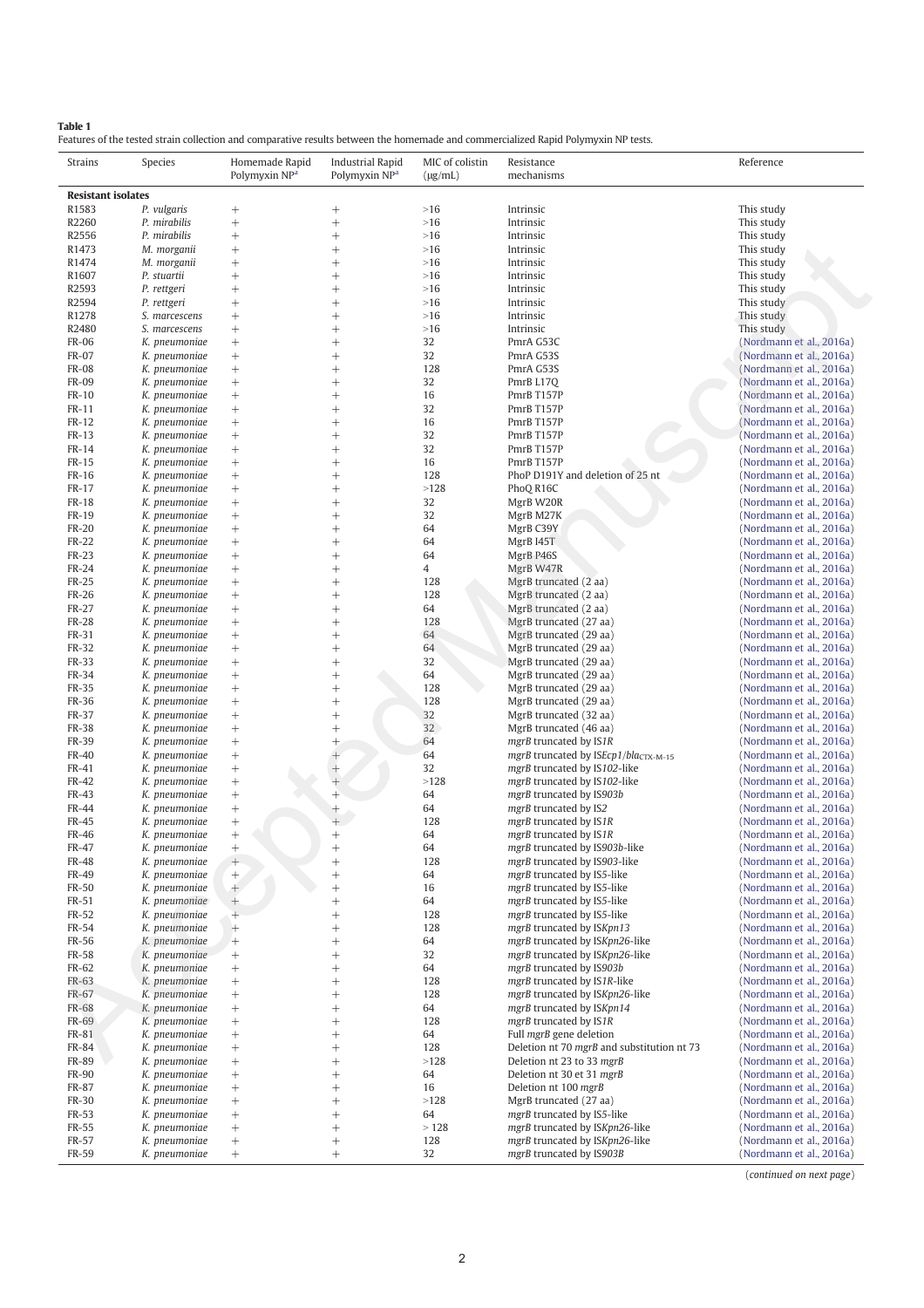**Table 1**
Features of the tested strain collection and comparative results between the homemade and commercialized Rapid Polymyxin NP tests.

| Strains | Species | Homemade Rapid Polymyxin NP[a] | Industrial Rapid Polymyxin NP[a] | MIC of colistin (μg/mL) | Resistance mechanisms | Reference |
|---|---|---|---|---|---|---|
| **Resistant isolates** | | | | | | |
| R1583 | *P. vulgaris* | + | + | >16 | Intrinsic | This study |
| R2260 | *P. mirabilis* | + | + | >16 | Intrinsic | This study |
| R2556 | *P. mirabilis* | + | + | >16 | Intrinsic | This study |
| R1473 | *M. morganii* | + | + | >16 | Intrinsic | This study |
| R1474 | *M. morganii* | + | + | >16 | Intrinsic | This study |
| R1607 | *P. stuartii* | + | + | >16 | Intrinsic | This study |
| R2593 | *P. rettgeri* | + | + | >16 | Intrinsic | This study |
| R2594 | *P. rettgeri* | + | + | >16 | Intrinsic | This study |
| R1278 | *S. marcescens* | + | + | >16 | Intrinsic | This study |
| R2480 | *S. marcescens* | + | + | >16 | Intrinsic | This study |
| FR-06 | *K. pneumoniae* | + | + | 32 | PmrA G53C | (Nordmann et al., 2016a) |
| FR-07 | *K. pneumoniae* | + | + | 32 | PmrA G53S | (Nordmann et al., 2016a) |
| FR-08 | *K. pneumoniae* | + | + | 128 | PmrA G53S | (Nordmann et al., 2016a) |
| FR-09 | *K. pneumoniae* | + | + | 32 | PmrB L17Q | (Nordmann et al., 2016a) |
| FR-10 | *K. pneumoniae* | + | + | 16 | PmrB T157P | (Nordmann et al., 2016a) |
| FR-11 | *K. pneumoniae* | + | + | 32 | PmrB T157P | (Nordmann et al., 2016a) |
| FR-12 | *K. pneumoniae* | + | + | 16 | PmrB T157P | (Nordmann et al., 2016a) |
| FR-13 | *K. pneumoniae* | + | + | 32 | PmrB T157P | (Nordmann et al., 2016a) |
| FR-14 | *K. pneumoniae* | + | + | 32 | PmrB T157P | (Nordmann et al., 2016a) |
| FR-15 | *K. pneumoniae* | + | + | 16 | PmrB T157P | (Nordmann et al., 2016a) |
| FR-16 | *K. pneumoniae* | + | + | 128 | PhoP D191Y and deletion of 25 nt | (Nordmann et al., 2016a) |
| FR-17 | *K. pneumoniae* | + | + | >128 | PhoQ R16C | (Nordmann et al., 2016a) |
| FR-18 | *K. pneumoniae* | + | + | 32 | MgrB W20R | (Nordmann et al., 2016a) |
| FR-19 | *K. pneumoniae* | + | + | 32 | MgrB M27K | (Nordmann et al., 2016a) |
| FR-20 | *K. pneumoniae* | + | + | 64 | MgrB C39Y | (Nordmann et al., 2016a) |
| FR-22 | *K. pneumoniae* | + | + | 64 | MgrB I45T | (Nordmann et al., 2016a) |
| FR-23 | *K. pneumoniae* | + | + | 64 | MgrB P46S | (Nordmann et al., 2016a) |
| FR-24 | *K. pneumoniae* | + | + | 4 | MgrB W47R | (Nordmann et al., 2016a) |
| FR-25 | *K. pneumoniae* | + | + | 128 | MgrB truncated (2 aa) | (Nordmann et al., 2016a) |
| FR-26 | *K. pneumoniae* | + | + | 128 | MgrB truncated (2 aa) | (Nordmann et al., 2016a) |
| FR-27 | *K. pneumoniae* | + | + | 64 | MgrB truncated (2 aa) | (Nordmann et al., 2016a) |
| FR-28 | *K. pneumoniae* | + | + | 128 | MgrB truncated (27 aa) | (Nordmann et al., 2016a) |
| FR-31 | *K. pneumoniae* | + | + | 64 | MgrB truncated (29 aa) | (Nordmann et al., 2016a) |
| FR-32 | *K. pneumoniae* | + | + | 64 | MgrB truncated (29 aa) | (Nordmann et al., 2016a) |
| FR-33 | *K. pneumoniae* | + | + | 32 | MgrB truncated (29 aa) | (Nordmann et al., 2016a) |
| FR-34 | *K. pneumoniae* | + | + | 64 | MgrB truncated (29 aa) | (Nordmann et al., 2016a) |
| FR-35 | *K. pneumoniae* | + | + | 128 | MgrB truncated (29 aa) | (Nordmann et al., 2016a) |
| FR-36 | *K. pneumoniae* | + | + | 128 | MgrB truncated (29 aa) | (Nordmann et al., 2016a) |
| FR-37 | *K. pneumoniae* | + | + | 32 | MgrB truncated (32 aa) | (Nordmann et al., 2016a) |
| FR-38 | *K. pneumoniae* | + | + | 32 | MgrB truncated (46 aa) | (Nordmann et al., 2016a) |
| FR-39 | *K. pneumoniae* | + | + | 64 | *mgrB* truncated by IS*1R* | (Nordmann et al., 2016a) |
| FR-40 | *K. pneumoniae* | + | + | 64 | *mgrB* truncated by IS*Ecp1*/$bla_{CTX-M-15}$ | (Nordmann et al., 2016a) |
| FR-41 | *K. pneumoniae* | + | + | 32 | *mgrB* truncated by IS*102*-like | (Nordmann et al., 2016a) |
| FR-42 | *K. pneumoniae* | + | + | >128 | *mgrB* truncated by IS*102*-like | (Nordmann et al., 2016a) |
| FR-43 | *K. pneumoniae* | + | + | 64 | *mgrB* truncated by IS*903b* | (Nordmann et al., 2016a) |
| FR-44 | *K. pneumoniae* | + | + | 64 | *mgrB* truncated by IS*2* | (Nordmann et al., 2016a) |
| FR-45 | *K. pneumoniae* | + | + | 128 | *mgrB* truncated by IS*1R* | (Nordmann et al., 2016a) |
| FR-46 | *K. pneumoniae* | + | + | 64 | *mgrB* truncated by IS*1R* | (Nordmann et al., 2016a) |
| FR-47 | *K. pneumoniae* | + | + | 64 | *mgrB* truncated by IS*903b*-like | (Nordmann et al., 2016a) |
| FR-48 | *K. pneumoniae* | + | + | 128 | *mgrB* truncated by IS*903*-like | (Nordmann et al., 2016a) |
| FR-49 | *K. pneumoniae* | + | + | 64 | *mgrB* truncated by IS*5*-like | (Nordmann et al., 2016a) |
| FR-50 | *K. pneumoniae* | + | + | 16 | *mgrB* truncated by IS*5*-like | (Nordmann et al., 2016a) |
| FR-51 | *K. pneumoniae* | + | + | 64 | *mgrB* truncated by IS*5*-like | (Nordmann et al., 2016a) |
| FR-52 | *K. pneumoniae* | + | + | 128 | *mgrB* truncated by IS*5*-like | (Nordmann et al., 2016a) |
| FR-54 | *K. pneumoniae* | + | + | 128 | *mgrB* truncated by IS*Kpn13* | (Nordmann et al., 2016a) |
| FR-56 | *K. pneumoniae* | + | + | 64 | *mgrB* truncated by IS*Kpn26*-like | (Nordmann et al., 2016a) |
| FR-58 | *K. pneumoniae* | + | + | 32 | *mgrB* truncated by IS*Kpn26*-like | (Nordmann et al., 2016a) |
| FR-62 | *K. pneumoniae* | + | + | 64 | *mgrB* truncated by IS*903b* | (Nordmann et al., 2016a) |
| FR-63 | *K. pneumoniae* | + | + | 128 | *mgrB* truncated by IS*1R*-like | (Nordmann et al., 2016a) |
| FR-67 | *K. pneumoniae* | + | + | 128 | *mgrB* truncated by IS*Kpn26*-like | (Nordmann et al., 2016a) |
| FR-68 | *K. pneumoniae* | + | + | 64 | *mgrB* truncated by IS*Kpn14* | (Nordmann et al., 2016a) |
| FR-69 | *K. pneumoniae* | + | + | 128 | *mgrB* truncated by IS*1R* | (Nordmann et al., 2016a) |
| FR-81 | *K. pneumoniae* | + | + | 64 | Full *mgrB* gene deletion | (Nordmann et al., 2016a) |
| FR-84 | *K. pneumoniae* | + | + | 128 | Deletion nt 70 *mgrB* and substitution nt 73 | (Nordmann et al., 2016a) |
| FR-89 | *K. pneumoniae* | + | + | >128 | Deletion nt 23 to 33 *mgrB* | (Nordmann et al., 2016a) |
| FR-90 | *K. pneumoniae* | + | + | 64 | Deletion nt 30 et 31 *mgrB* | (Nordmann et al., 2016a) |
| FR-87 | *K. pneumoniae* | + | + | 16 | Deletion nt 100 *mgrB* | (Nordmann et al., 2016a) |
| FR-30 | *K. pneumoniae* | + | + | >128 | MgrB truncated (27 aa) | (Nordmann et al., 2016a) |
| FR-53 | *K. pneumoniae* | + | + | 64 | *mgrB* truncated by IS*5*-like | (Nordmann et al., 2016a) |
| FR-55 | *K. pneumoniae* | + | + | > 128 | *mgrB* truncated by IS*Kpn26*-like | (Nordmann et al., 2016a) |
| FR-57 | *K. pneumoniae* | + | + | 128 | *mgrB* truncated by IS*Kpn26*-like | (Nordmann et al., 2016a) |
| FR-59 | *K. pneumoniae* | + | + | 32 | *mgrB* truncated by IS*903B* | (Nordmann et al., 2016a) |

(*continued on next page*)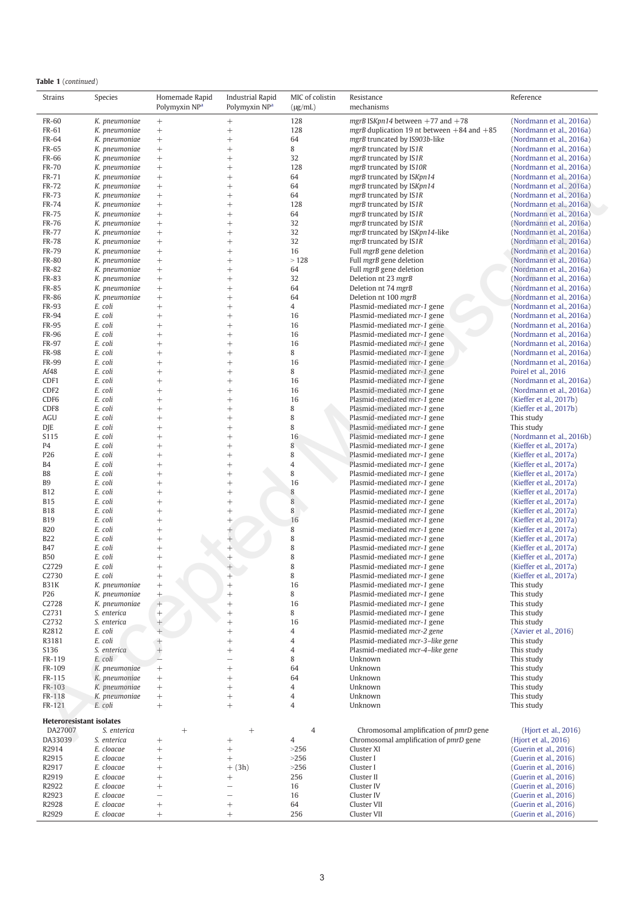**Table 1** (*continued*)

| Strains | Species | Homemade Rapid Polymyxin NP[a] | Industrial Rapid Polymyxin NP[a] | MIC of colistin (μg/mL) | Resistance mechanisms | Reference |
|---|---|---|---|---|---|---|
| FR-60 | *K. pneumoniae* | + | + | 128 | *mgrB* IS*Kpn14* between +77 and +78 | (Nordmann et al., 2016a) |
| FR-61 | *K. pneumoniae* | + | + | 128 | *mgrB* duplication 19 nt between +84 and +85 | (Nordmann et al., 2016a) |
| FR-64 | *K. pneumoniae* | + | + | 64 | *mgrB* truncated by IS*903b*-like | (Nordmann et al., 2016a) |
| FR-65 | *K. pneumoniae* | + | + | 8 | *mgrB* truncated by IS*1R* | (Nordmann et al., 2016a) |
| FR-66 | *K. pneumoniae* | + | + | 32 | *mgrB* truncated by IS*1R* | (Nordmann et al., 2016a) |
| FR-70 | *K. pneumoniae* | + | + | 128 | *mgrB* truncated by IS*10R* | (Nordmann et al., 2016a) |
| FR-71 | *K. pneumoniae* | + | + | 64 | *mgrB* truncated by IS*Kpn14* | (Nordmann et al., 2016a) |
| FR-72 | *K. pneumoniae* | + | + | 64 | *mgrB* truncated by IS*Kpn14* | (Nordmann et al., 2016a) |
| FR-73 | *K. pneumoniae* | + | + | 64 | *mgrB* truncated by IS*1R* | (Nordmann et al., 2016a) |
| FR-74 | *K. pneumoniae* | + | + | 128 | *mgrB* truncated by IS*1R* | (Nordmann et al., 2016a) |
| FR-75 | *K. pneumoniae* | + | + | 64 | *mgrB* truncated by IS*1R* | (Nordmann et al., 2016a) |
| FR-76 | *K. pneumoniae* | + | + | 32 | *mgrB* truncated by IS*1R* | (Nordmann et al., 2016a) |
| FR-77 | *K. pneumoniae* | + | + | 32 | *mgrB* truncated by IS*Kpn14*-like | (Nordmann et al., 2016a) |
| FR-78 | *K. pneumoniae* | + | + | 32 | *mgrB* truncated by IS*1R* | (Nordmann et al., 2016a) |
| FR-79 | *K. pneumoniae* | + | + | 16 | Full *mgrB* gene deletion | (Nordmann et al., 2016a) |
| FR-80 | *K. pneumoniae* | + | + | > 128 | Full *mgrB* gene deletion | (Nordmann et al., 2016a) |
| FR-82 | *K. pneumoniae* | + | + | 64 | Full *mgrB* gene deletion | (Nordmann et al., 2016a) |
| FR-83 | *K. pneumoniae* | + | + | 32 | Deletion nt 23 *mgrB* | (Nordmann et al., 2016a) |
| FR-85 | *K. pneumoniae* | + | + | 64 | Deletion nt 74 *mgrB* | (Nordmann et al., 2016a) |
| FR-86 | *K. pneumoniae* | + | + | 64 | Deletion nt 100 *mgrB* | (Nordmann et al., 2016a) |
| FR-93 | *E. coli* | + | + | 4 | Plasmid-mediated *mcr-1* gene | (Nordmann et al., 2016a) |
| FR-94 | *E. coli* | + | + | 16 | Plasmid-mediated *mcr-1* gene | (Nordmann et al., 2016a) |
| FR-95 | *E. coli* | + | + | 16 | Plasmid-mediated *mcr-1* gene | (Nordmann et al., 2016a) |
| FR-96 | *E. coli* | + | + | 16 | Plasmid-mediated *mcr-1* gene | (Nordmann et al., 2016a) |
| FR-97 | *E. coli* | + | + | 16 | Plasmid-mediated *mcr-1* gene | (Nordmann et al., 2016a) |
| FR-98 | *E. coli* | + | + | 8 | Plasmid-mediated *mcr-1* gene | (Nordmann et al., 2016a) |
| FR-99 | *E. coli* | + | + | 16 | Plasmid-mediated *mcr-1* gene | (Nordmann et al., 2016a) |
| Af48 | *E. coli* | + | + | 8 | Plasmid-mediated *mcr-1* gene | Poirel et al., 2016 |
| CDF1 | *E. coli* | + | + | 16 | Plasmid-mediated *mcr-1* gene | (Nordmann et al., 2016a) |
| CDF2 | *E. coli* | + | + | 16 | Plasmid-mediated *mcr-1* gene | (Nordmann et al., 2016a) |
| CDF6 | *E. coli* | + | + | 16 | Plasmid-mediated *mcr-1* gene | (Kieffer et al., 2017b) |
| CDF8 | *E. coli* | + | + | 8 | Plasmid-mediated *mcr-1* gene | (Kieffer et al., 2017b) |
| AGU | *E. coli* | + | + | 8 | Plasmid-mediated *mcr-1* gene | This study |
| DJE | *E. coli* | + | + | 8 | Plasmid-mediated *mcr-1* gene | This study |
| S115 | *E. coli* | + | + | 16 | Plasmid-mediated *mcr-1* gene | (Nordmann et al., 2016b) |
| P4 | *E. coli* | + | + | 8 | Plasmid-mediated *mcr-1* gene | (Kieffer et al., 2017a) |
| P26 | *E. coli* | + | + | 8 | Plasmid-mediated *mcr-1* gene | (Kieffer et al., 2017a) |
| B4 | *E. coli* | + | + | 4 | Plasmid-mediated *mcr-1* gene | (Kieffer et al., 2017a) |
| B8 | *E. coli* | + | + | 8 | Plasmid-mediated *mcr-1* gene | (Kieffer et al., 2017a) |
| B9 | *E. coli* | + | + | 16 | Plasmid-mediated *mcr-1* gene | (Kieffer et al., 2017a) |
| B12 | *E. coli* | + | + | 8 | Plasmid-mediated *mcr-1* gene | (Kieffer et al., 2017a) |
| B15 | *E. coli* | + | + | 8 | Plasmid-mediated *mcr-1* gene | (Kieffer et al., 2017a) |
| B18 | *E. coli* | + | + | 8 | Plasmid-mediated *mcr-1* gene | (Kieffer et al., 2017a) |
| B19 | *E. coli* | + | + | 16 | Plasmid-mediated *mcr-1* gene | (Kieffer et al., 2017a) |
| B20 | *E. coli* | + | + | 8 | Plasmid-mediated *mcr-1* gene | (Kieffer et al., 2017a) |
| B22 | *E. coli* | + | + | 8 | Plasmid-mediated *mcr-1* gene | (Kieffer et al., 2017a) |
| B47 | *E. coli* | + | + | 8 | Plasmid-mediated *mcr-1* gene | (Kieffer et al., 2017a) |
| B50 | *E. coli* | + | + | 8 | Plasmid-mediated *mcr-1* gene | (Kieffer et al., 2017a) |
| C2729 | *E. coli* | + | + | 8 | Plasmid-mediated *mcr-1* gene | (Kieffer et al., 2017a) |
| C2730 | *E. coli* | + | + | 8 | Plasmid-mediated *mcr-1* gene | (Kieffer et al., 2017a) |
| B31K | *K. pneumoniae* | + | + | 16 | Plasmid-mediated *mcr-1* gene | This study |
| P26 | *K. pneumoniae* | + | + | 8 | Plasmid-mediated *mcr-1* gene | This study |
| C2728 | *K. pneumoniae* | + | + | 16 | Plasmid-mediated *mcr-1* gene | This study |
| C2731 | *S. enterica* | + | + | 8 | Plasmid-mediated *mcr-1* gene | This study |
| C2732 | *S. enterica* | + | + | 16 | Plasmid-mediated *mcr-1* gene | This study |
| R2812 | *E. coli* | + | + | 4 | Plasmid-mediated *mcr-2 gene* | (Xavier et al., 2016) |
| R3181 | *E. coli* | + | + | 4 | Plasmid-mediated *mcr-3–like gene* | This study |
| S136 | *S. enterica* | + | + | 4 | Plasmid-mediated *mcr-4–like gene* | This study |
| FR-119 | *E. coli* | – | – | 8 | Unknown | This study |
| FR-109 | *K. pneumoniae* | + | + | 64 | Unknown | This study |
| FR-115 | *K. pneumoniae* | + | + | 64 | Unknown | This study |
| FR-103 | *K. pneumoniae* | + | + | 4 | Unknown | This study |
| FR-118 | *K. pneumoniae* | + | + | 4 | Unknown | This study |
| FR-121 | *E. coli* | + | + | 4 | Unknown | This study |
| **Heteroresistant isolates** | | | | | | |
| DA27007 | *S. enterica* | + | + | 4 | Chromosomal amplification of *pmrD* gene | (Hjort et al., 2016) |
| DA33039 | *S. enterica* | + | + | 4 | Chromosomal amplification of *pmrD* gene | (Hjort et al., 2016) |
| R2914 | *E. cloacae* | + | + | >256 | Cluster XI | (Guerin et al., 2016) |
| R2915 | *E. cloacae* | + | + | >256 | Cluster I | (Guerin et al., 2016) |
| R2917 | *E. cloacae* | + | + (3h) | >256 | Cluster I | (Guerin et al., 2016) |
| R2919 | *E. cloacae* | + | + | 256 | Cluster II | (Guerin et al., 2016) |
| R2922 | *E. cloacae* | + | – | 16 | Cluster IV | (Guerin et al., 2016) |
| R2923 | *E. cloacae* | – | – | 16 | Cluster IV | (Guerin et al., 2016) |
| R2928 | *E. cloacae* | + | + | 64 | Cluster VII | (Guerin et al., 2016) |
| R2929 | *E. cloacae* | + | + | 256 | Cluster VII | (Guerin et al., 2016) |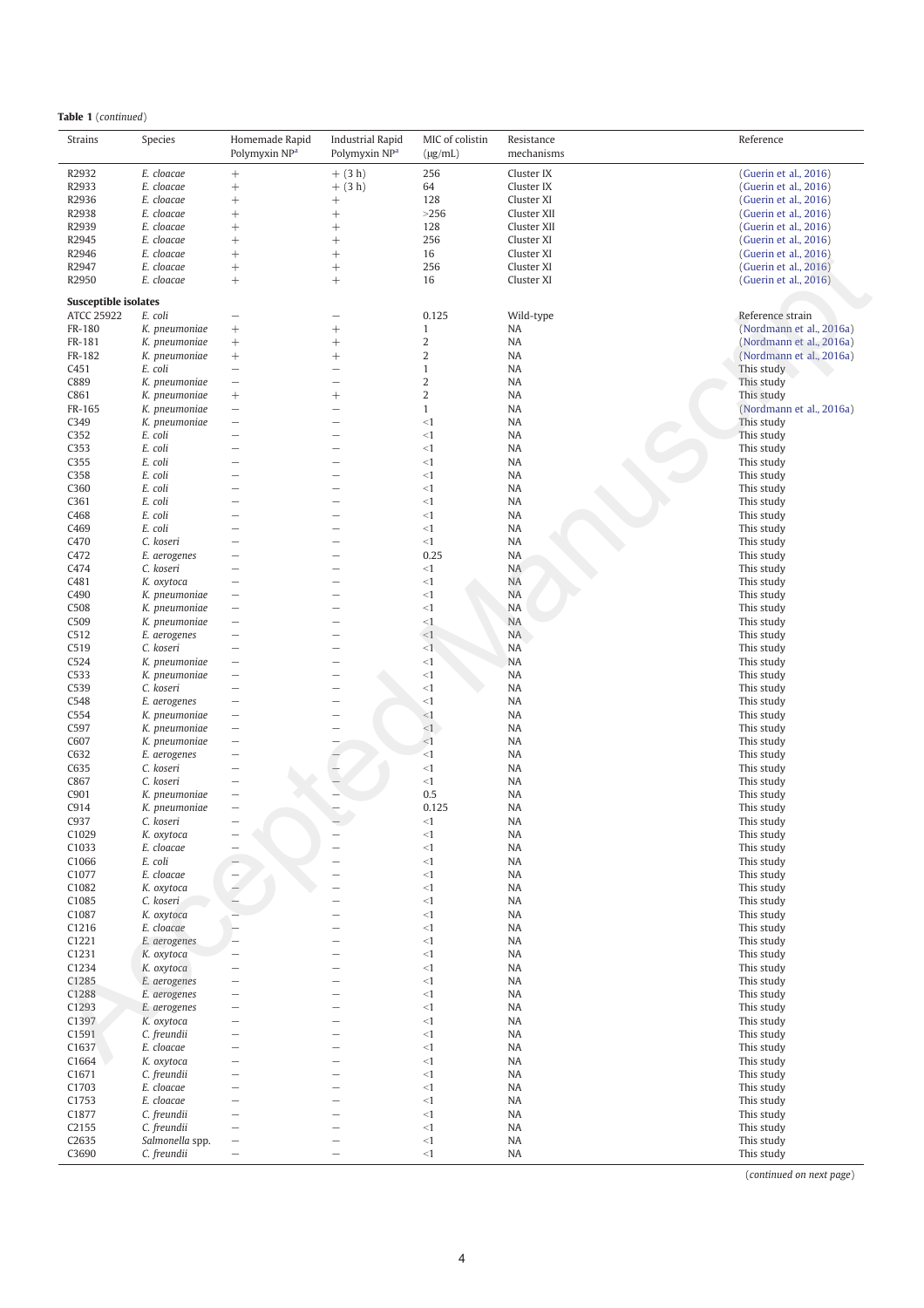**Table 1** (*continued*)

| Strains | Species | Homemade Rapid Polymyxin NP[a] | Industrial Rapid Polymyxin NP[a] | MIC of colistin (μg/mL) | Resistance mechanisms | Reference |
|---|---|---|---|---|---|---|
| R2932 | *E. cloacae* | + | + (3 h) | 256 | Cluster IX | (Guerin et al., 2016) |
| R2933 | *E. cloacae* | + | + (3 h) | 64 | Cluster IX | (Guerin et al., 2016) |
| R2936 | *E. cloacae* | + | + | 128 | Cluster XI | (Guerin et al., 2016) |
| R2938 | *E. cloacae* | + | + | >256 | Cluster XII | (Guerin et al., 2016) |
| R2939 | *E. cloacae* | + | + | 128 | Cluster XII | (Guerin et al., 2016) |
| R2945 | *E. cloacae* | + | + | 256 | Cluster XI | (Guerin et al., 2016) |
| R2946 | *E. cloacae* | + | + | 16 | Cluster XI | (Guerin et al., 2016) |
| R2947 | *E. cloacae* | + | + | 256 | Cluster XI | (Guerin et al., 2016) |
| R2950 | *E. cloacae* | + | + | 16 | Cluster XI | (Guerin et al., 2016) |
| **Susceptible isolates** | | | | | | |
| ATCC 25922 | *E. coli* | – | – | 0.125 | Wild-type | Reference strain |
| FR-180 | *K. pneumoniae* | + | + | 1 | NA | (Nordmann et al., 2016a) |
| FR-181 | *K. pneumoniae* | + | + | 2 | NA | (Nordmann et al., 2016a) |
| FR-182 | *K. pneumoniae* | + | + | 2 | NA | (Nordmann et al., 2016a) |
| C451 | *E. coli* | – | – | 1 | NA | This study |
| C889 | *K. pneumoniae* | – | – | 2 | NA | This study |
| C861 | *K. pneumoniae* | + | + | 2 | NA | This study |
| FR-165 | *K. pneumoniae* | – | – | 1 | NA | (Nordmann et al., 2016a) |
| C349 | *K. pneumoniae* | – | – | <1 | NA | This study |
| C352 | *E. coli* | – | – | <1 | NA | This study |
| C353 | *E. coli* | – | – | <1 | NA | This study |
| C355 | *E. coli* | – | – | <1 | NA | This study |
| C358 | *E. coli* | – | – | <1 | NA | This study |
| C360 | *E. coli* | – | – | <1 | NA | This study |
| C361 | *E. coli* | – | – | <1 | NA | This study |
| C468 | *E. coli* | – | – | <1 | NA | This study |
| C469 | *E. coli* | – | – | <1 | NA | This study |
| C470 | *C. koseri* | – | – | <1 | NA | This study |
| C472 | *E. aerogenes* | – | – | 0.25 | NA | This study |
| C474 | *C. koseri* | – | – | <1 | NA | This study |
| C481 | *K. oxytoca* | – | – | <1 | NA | This study |
| C490 | *K. pneumoniae* | – | – | <1 | NA | This study |
| C508 | *K. pneumoniae* | – | – | <1 | NA | This study |
| C509 | *K. pneumoniae* | – | – | <1 | NA | This study |
| C512 | *E. aerogenes* | – | – | <1 | NA | This study |
| C519 | *C. koseri* | – | – | <1 | NA | This study |
| C524 | *K. pneumoniae* | – | – | <1 | NA | This study |
| C533 | *K. pneumoniae* | – | – | <1 | NA | This study |
| C539 | *C. koseri* | – | – | <1 | NA | This study |
| C548 | *E. aerogenes* | – | – | <1 | NA | This study |
| C554 | *K. pneumoniae* | – | – | <1 | NA | This study |
| C597 | *K. pneumoniae* | – | – | <1 | NA | This study |
| C607 | *K. pneumoniae* | – | – | <1 | NA | This study |
| C632 | *E. aerogenes* | – | – | <1 | NA | This study |
| C635 | *C. koseri* | – | – | <1 | NA | This study |
| C867 | *C. koseri* | – | – | <1 | NA | This study |
| C901 | *K. pneumoniae* | – | – | 0.5 | NA | This study |
| C914 | *K. pneumoniae* | – | – | 0.125 | NA | This study |
| C937 | *C. koseri* | – | – | <1 | NA | This study |
| C1029 | *K. oxytoca* | – | – | <1 | NA | This study |
| C1033 | *E. cloacae* | – | – | <1 | NA | This study |
| C1066 | *E. coli* | – | – | <1 | NA | This study |
| C1077 | *E. cloacae* | – | – | <1 | NA | This study |
| C1082 | *K. oxytoca* | – | – | <1 | NA | This study |
| C1085 | *C. koseri* | – | – | <1 | NA | This study |
| C1087 | *K. oxytoca* | – | – | <1 | NA | This study |
| C1216 | *E. cloacae* | – | – | <1 | NA | This study |
| C1221 | *E. aerogenes* | – | – | <1 | NA | This study |
| C1231 | *K. oxytoca* | – | – | <1 | NA | This study |
| C1234 | *K. oxytoca* | – | – | <1 | NA | This study |
| C1285 | *E. aerogenes* | – | – | <1 | NA | This study |
| C1288 | *E. aerogenes* | – | – | <1 | NA | This study |
| C1293 | *E. aerogenes* | – | – | <1 | NA | This study |
| C1397 | *K. oxytoca* | – | – | <1 | NA | This study |
| C1591 | *C. freundii* | – | – | <1 | NA | This study |
| C1637 | *E. cloacae* | – | – | <1 | NA | This study |
| C1664 | *K. oxytoca* | – | – | <1 | NA | This study |
| C1671 | *C. freundii* | – | – | <1 | NA | This study |
| C1703 | *E. cloacae* | – | – | <1 | NA | This study |
| C1753 | *E. cloacae* | – | – | <1 | NA | This study |
| C1877 | *C. freundii* | – | – | <1 | NA | This study |
| C2155 | *C. freundii* | – | – | <1 | NA | This study |
| C2635 | *Salmonella* spp. | – | – | <1 | NA | This study |
| C3690 | *C. freundii* | – | – | <1 | NA | This study |

(*continued on next page*)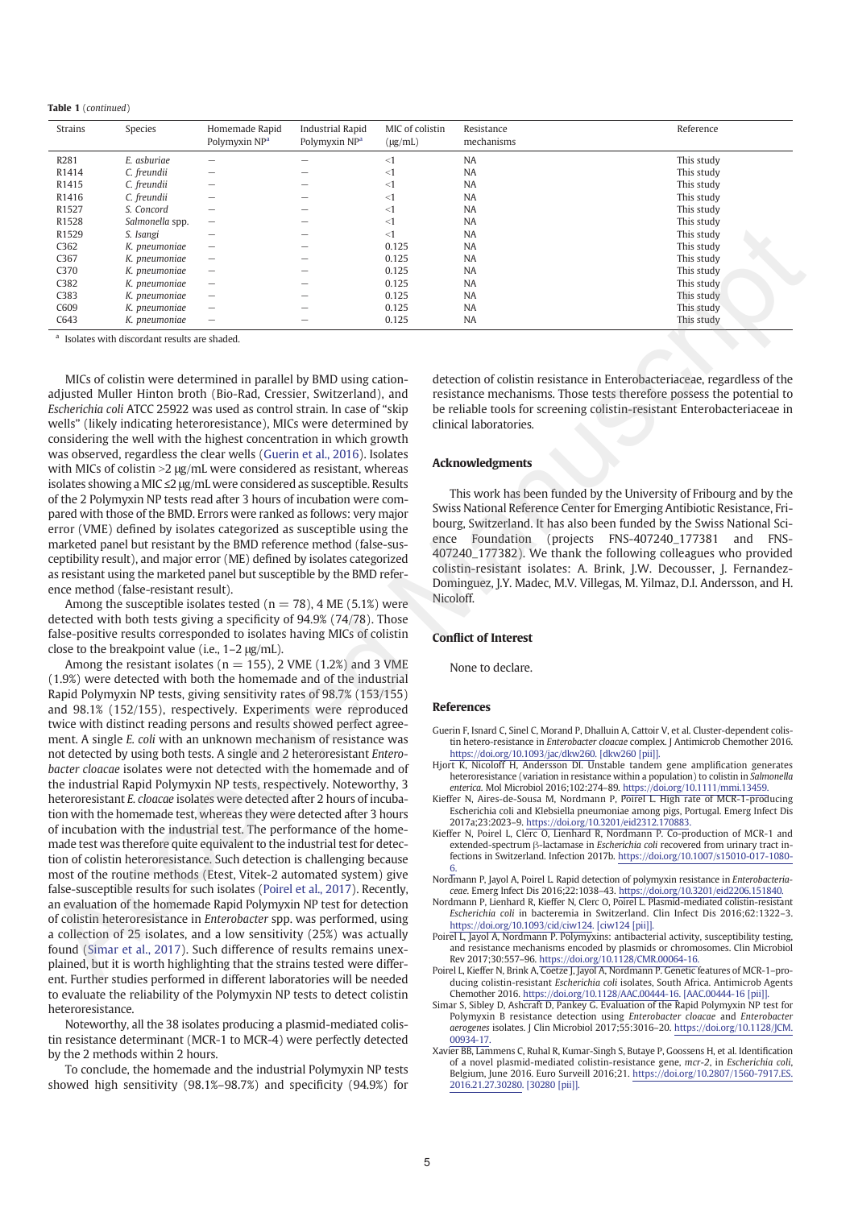**Table 1** (*continued*)

| Strains | Species | Homemade Rapid Polymyxin NP[a] | Industrial Rapid Polymyxin NP[a] | MIC of colistin (μg/mL) | Resistance mechanisms | Reference |
|---|---|---|---|---|---|---|
| R281 | *E. asburiae* | – | – | <1 | NA | This study |
| R1414 | *C. freundii* | – | – | <1 | NA | This study |
| R1415 | *C. freundii* | – | – | <1 | NA | This study |
| R1416 | *C. freundii* | – | – | <1 | NA | This study |
| R1527 | *S.* Concord | – | – | <1 | NA | This study |
| R1528 | *Salmonella* spp. | – | – | <1 | NA | This study |
| R1529 | *S.* Isangi | – | – | <1 | NA | This study |
| C362 | *K. pneumoniae* | – | – | 0.125 | NA | This study |
| C367 | *K. pneumoniae* | – | – | 0.125 | NA | This study |
| C370 | *K. pneumoniae* | – | – | 0.125 | NA | This study |
| C382 | *K. pneumoniae* | – | – | 0.125 | NA | This study |
| C383 | *K. pneumoniae* | – | – | 0.125 | NA | This study |
| C609 | *K. pneumoniae* | – | – | 0.125 | NA | This study |
| C643 | *K. pneumoniae* | – | – | 0.125 | NA | This study |

[a] Isolates with discordant results are shaded.

MICs of colistin were determined in parallel by BMD using cation-adjusted Muller Hinton broth (Bio-Rad, Cressier, Switzerland), and *Escherichia coli* ATCC 25922 was used as control strain. In case of "skip wells" (likely indicating heteroresistance), MICs were determined by considering the well with the highest concentration in which growth was observed, regardless the clear wells (Guerin et al., 2016). Isolates with MICs of colistin >2 μg/mL were considered as resistant, whereas isolates showing a MIC ≤2 μg/mL were considered as susceptible. Results of the 2 Polymyxin NP tests read after 3 hours of incubation were compared with those of the BMD. Errors were ranked as follows: very major error (VME) defined by isolates categorized as susceptible using the marketed panel but resistant by the BMD reference method (false-susceptibility result), and major error (ME) defined by isolates categorized as resistant using the marketed panel but susceptible by the BMD reference method (false-resistant result).

Among the susceptible isolates tested (n = 78), 4 ME (5.1%) were detected with both tests giving a specificity of 94.9% (74/78). Those false-positive results corresponded to isolates having MICs of colistin close to the breakpoint value (i.e., 1–2 μg/mL).

Among the resistant isolates (n = 155), 2 VME (1.2%) and 3 VME (1.9%) were detected with both the homemade and of the industrial Rapid Polymyxin NP tests, giving sensitivity rates of 98.7% (153/155) and 98.1% (152/155), respectively. Experiments were reproduced twice with distinct reading persons and results showed perfect agreement. A single *E. coli* with an unknown mechanism of resistance was not detected by using both tests. A single and 2 heteroresistant *Enterobacter cloacae* isolates were not detected with the homemade and of the industrial Rapid Polymyxin NP tests, respectively. Noteworthy, 3 heteroresistant *E. cloacae* isolates were detected after 2 hours of incubation with the homemade test, whereas they were detected after 3 hours of incubation with the industrial test. The performance of the homemade test was therefore quite equivalent to the industrial test for detection of colistin heteroresistance. Such detection is challenging because most of the routine methods (Etest, Vitek-2 automated system) give false-susceptible results for such isolates (Poirel et al., 2017). Recently, an evaluation of the homemade Rapid Polymyxin NP test for detection of colistin heteroresistance in *Enterobacter* spp. was performed, using a collection of 25 isolates, and a low sensitivity (25%) was actually found (Simar et al., 2017). Such difference of results remains unexplained, but it is worth highlighting that the strains tested were different. Further studies performed in different laboratories will be needed to evaluate the reliability of the Polymyxin NP tests to detect colistin heteroresistance.

Noteworthy, all the 38 isolates producing a plasmid-mediated colistin resistance determinant (MCR-1 to MCR-4) were perfectly detected by the 2 methods within 2 hours.

To conclude, the homemade and the industrial Polymyxin NP tests showed high sensitivity (98.1%–98.7%) and specificity (94.9%) for detection of colistin resistance in Enterobacteriaceae, regardless of the resistance mechanisms. Those tests therefore possess the potential to be reliable tools for screening colistin-resistant Enterobacteriaceae in clinical laboratories.

## Acknowledgments

This work has been funded by the University of Fribourg and by the Swiss National Reference Center for Emerging Antibiotic Resistance, Fribourg, Switzerland. It has also been funded by the Swiss National Science Foundation (projects FNS-407240_177381 and FNS-407240_177382). We thank the following colleagues who provided colistin-resistant isolates: A. Brink, J.W. Decousser, J. Fernandez-Dominguez, J.Y. Madec, M.V. Villegas, M. Yilmaz, D.I. Andersson, and H. Nicoloff.

## Conflict of Interest

None to declare.

## References

- Guerin F, Isnard C, Sinel C, Morand P, Dhalluin A, Cattoir V, et al. Cluster-dependent colistin hetero-resistance in *Enterobacter cloacae* complex. J Antimicrob Chemother 2016. https://doi.org/10.1093/jac/dkw260. [dkw260 [pii]].
- Hjort K, Nicoloff H, Andersson DI. Unstable tandem gene amplification generates heteroresistance (variation in resistance within a population) to colistin in *Salmonella enterica*. Mol Microbiol 2016;102:274–89. https://doi.org/10.1111/mmi.13459.
- Kieffer N, Aires-de-Sousa M, Nordmann P, Poirel L. High rate of MCR-1-producing Escherichia coli and Klebsiella pneumoniae among pigs, Portugal. Emerg Infect Dis 2017a;23:2023–9. https://doi.org/10.3201/eid2312.170883.
- Kieffer N, Poirel L, Clerc O, Lienhard R, Nordmann P. Co-production of MCR-1 and extended-spectrum β-lactamase in *Escherichia coli* recovered from urinary tract infections in Switzerland. Infection 2017b. https://doi.org/10.1007/s15010-017-1080-6.
- Nordmann P, Jayol A, Poirel L. Rapid detection of polymyxin resistance in *Enterobacteriaceae*. Emerg Infect Dis 2016;22:1038–43. https://doi.org/10.3201/eid2206.151840.
- Nordmann P, Lienhard R, Kieffer N, Clerc O, Poirel L. Plasmid-mediated colistin-resistant *Escherichia coli* in bacteremia in Switzerland. Clin Infect Dis 2016;62:1322–3. https://doi.org/10.1093/cid/ciw124. [ciw124 [pii]].
- Poirel L, Jayol A, Nordmann P. Polymyxins: antibacterial activity, susceptibility testing, and resistance mechanisms encoded by plasmids or chromosomes. Clin Microbiol Rev 2017;30:557–96. https://doi.org/10.1128/CMR.00064-16.
- Poirel L, Kieffer N, Brink A, Coetze J, Jayol A, Nordmann P. Genetic features of MCR-1–producing colistin-resistant *Escherichia coli* isolates, South Africa. Antimicrob Agents Chemother 2016. https://doi.org/10.1128/AAC.00444-16. [AAC.00444-16 [pii]].
- Simar S, Sibley D, Ashcraft D, Pankey G. Evaluation of the Rapid Polymyxin NP test for Polymyxin B resistance detection using *Enterobacter cloacae* and *Enterobacter aerogenes* isolates. J Clin Microbiol 2017;55:3016–20. https://doi.org/10.1128/JCM.00934-17.
- Xavier BB, Lammens C, Ruhal R, Kumar-Singh S, Butaye P, Goossens H, et al. Identification of a novel plasmid-mediated colistin-resistance gene, *mcr-2*, in *Escherichia coli*, Belgium, June 2016. Euro Surveill 2016;21. https://doi.org/10.2807/1560-7917.ES.2016.21.27.30280. [30280 [pii]].